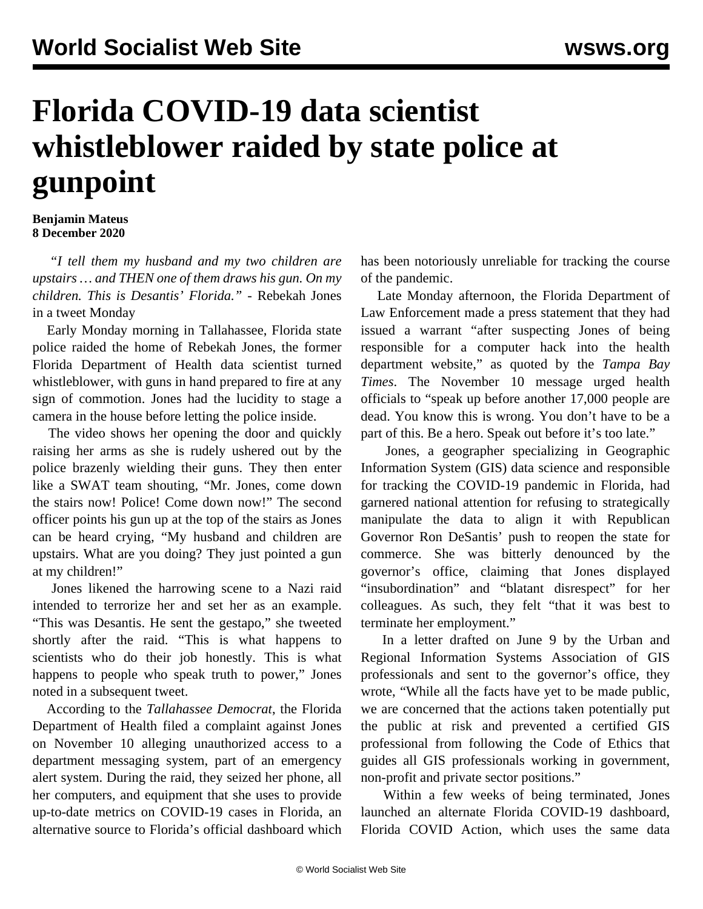# Florida COVID-19 data scientist whistleblower raided by state police at gunpoint

**Benjamin Mateus**
**8 December 2020**

*"I tell them my husband and my two children are upstairs … and THEN one of them draws his gun. On my children. This is Desantis' Florida."* - Rebekah Jones in a tweet Monday

Early Monday morning in Tallahassee, Florida state police raided the home of Rebekah Jones, the former Florida Department of Health data scientist turned whistleblower, with guns in hand prepared to fire at any sign of commotion. Jones had the lucidity to stage a camera in the house before letting the police inside.

The video shows her opening the door and quickly raising her arms as she is rudely ushered out by the police brazenly wielding their guns. They then enter like a SWAT team shouting, "Mr. Jones, come down the stairs now! Police! Come down now!" The second officer points his gun up at the top of the stairs as Jones can be heard crying, "My husband and children are upstairs. What are you doing? They just pointed a gun at my children!"

Jones likened the harrowing scene to a Nazi raid intended to terrorize her and set her as an example. "This was Desantis. He sent the gestapo," she tweeted shortly after the raid. "This is what happens to scientists who do their job honestly. This is what happens to people who speak truth to power," Jones noted in a subsequent tweet.

According to the *Tallahassee Democrat*, the Florida Department of Health filed a complaint against Jones on November 10 alleging unauthorized access to a department messaging system, part of an emergency alert system. During the raid, they seized her phone, all her computers, and equipment that she uses to provide up-to-date metrics on COVID-19 cases in Florida, an alternative source to Florida's official dashboard which has been notoriously unreliable for tracking the course of the pandemic.

Late Monday afternoon, the Florida Department of Law Enforcement made a press statement that they had issued a warrant "after suspecting Jones of being responsible for a computer hack into the health department website," as quoted by the *Tampa Bay Times*. The November 10 message urged health officials to "speak up before another 17,000 people are dead. You know this is wrong. You don't have to be a part of this. Be a hero. Speak out before it's too late."

Jones, a geographer specializing in Geographic Information System (GIS) data science and responsible for tracking the COVID-19 pandemic in Florida, had garnered national attention for refusing to strategically manipulate the data to align it with Republican Governor Ron DeSantis' push to reopen the state for commerce. She was bitterly denounced by the governor's office, claiming that Jones displayed "insubordination" and "blatant disrespect" for her colleagues. As such, they felt "that it was best to terminate her employment."

In a letter drafted on June 9 by the Urban and Regional Information Systems Association of GIS professionals and sent to the governor's office, they wrote, "While all the facts have yet to be made public, we are concerned that the actions taken potentially put the public at risk and prevented a certified GIS professional from following the Code of Ethics that guides all GIS professionals working in government, non-profit and private sector positions."

Within a few weeks of being terminated, Jones launched an alternate Florida COVID-19 dashboard, Florida COVID Action, which uses the same data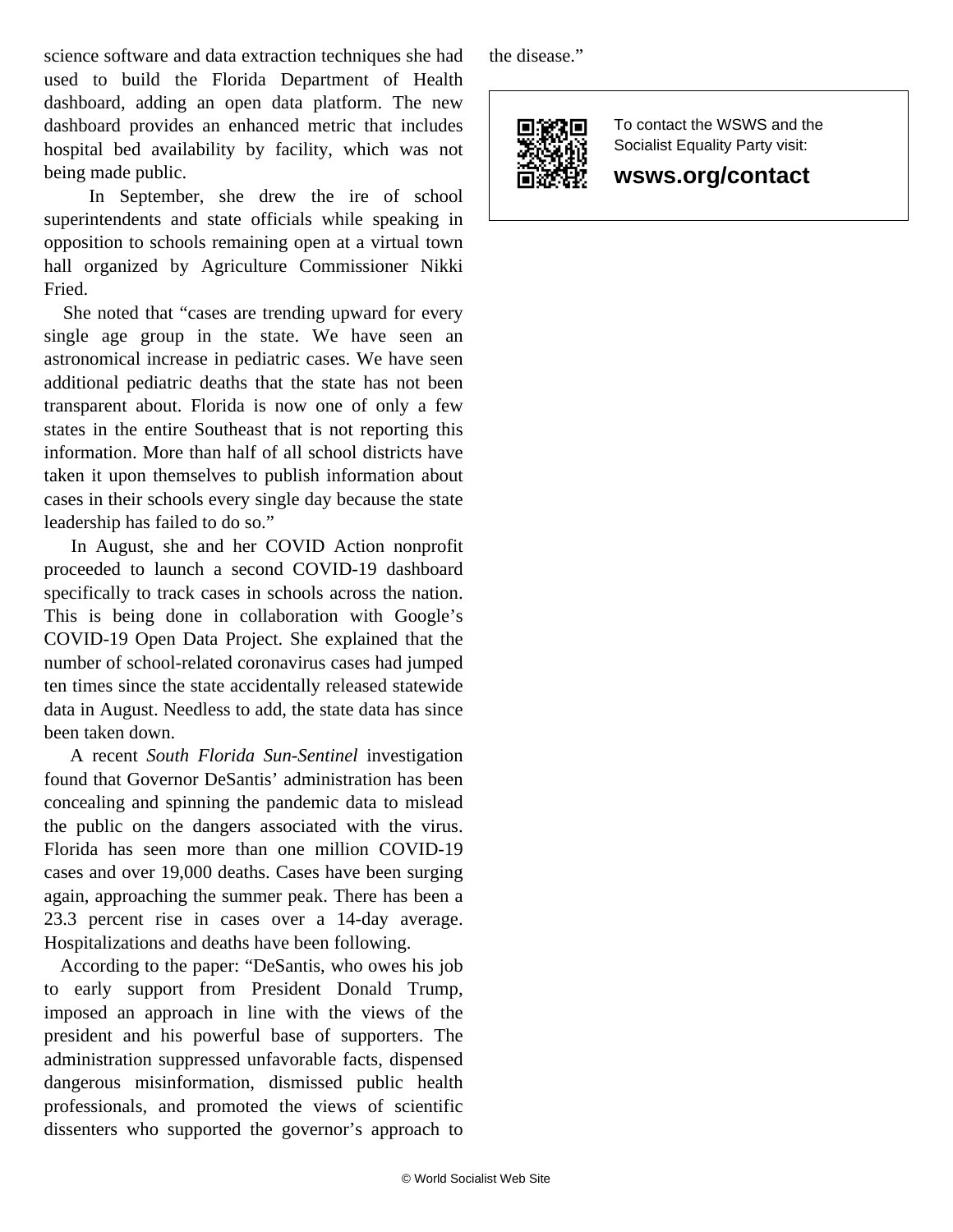science software and data extraction techniques she had used to build the Florida Department of Health dashboard, adding an open data platform. The new dashboard provides an enhanced metric that includes hospital bed availability by facility, which was not being made public.

In September, she drew the ire of school superintendents and state officials while speaking in opposition to schools remaining open at a virtual town hall organized by Agriculture Commissioner Nikki Fried.

She noted that "cases are trending upward for every single age group in the state. We have seen an astronomical increase in pediatric cases. We have seen additional pediatric deaths that the state has not been transparent about. Florida is now one of only a few states in the entire Southeast that is not reporting this information. More than half of all school districts have taken it upon themselves to publish information about cases in their schools every single day because the state leadership has failed to do so."

In August, she and her COVID Action nonprofit proceeded to launch a second COVID-19 dashboard specifically to track cases in schools across the nation. This is being done in collaboration with Google's COVID-19 Open Data Project. She explained that the number of school-related coronavirus cases had jumped ten times since the state accidentally released statewide data in August. Needless to add, the state data has since been taken down.

A recent *South Florida Sun-Sentinel* investigation found that Governor DeSantis' administration has been concealing and spinning the pandemic data to mislead the public on the dangers associated with the virus. Florida has seen more than one million COVID-19 cases and over 19,000 deaths. Cases have been surging again, approaching the summer peak. There has been a 23.3 percent rise in cases over a 14-day average. Hospitalizations and deaths have been following.

According to the paper: "DeSantis, who owes his job to early support from President Donald Trump, imposed an approach in line with the views of the president and his powerful base of supporters. The administration suppressed unfavorable facts, dispensed dangerous misinformation, dismissed public health professionals, and promoted the views of scientific dissenters who supported the governor's approach to the disease."

To contact the WSWS and the Socialist Equality Party visit:

**wsws.org/contact**